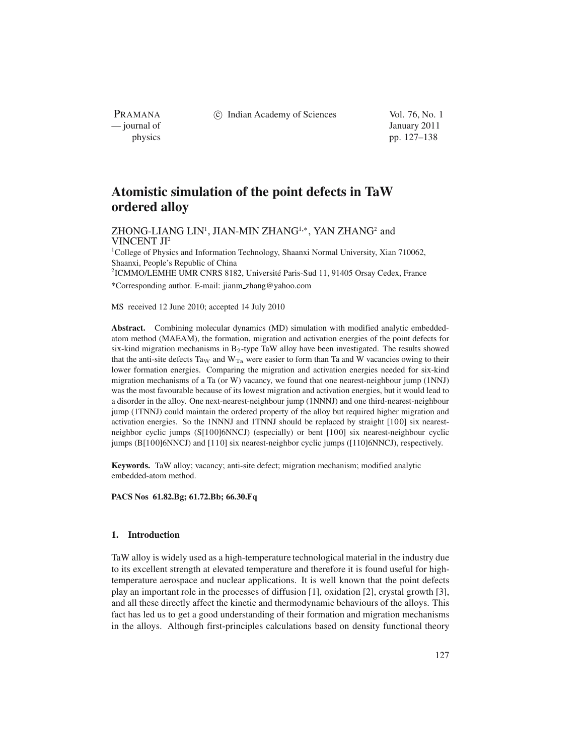# Atomistic simulation of the point defects in TaW ordered alloy

ZHONG-LIANG LIN[1], JIAN-MIN ZHANG[1,*], YAN ZHANG[2] and VINCENT JI[2]

[1]College of Physics and Information Technology, Shaanxi Normal University, Xian 710062, Shaanxi, People's Republic of China

[2]ICMMO/LEMHE UMR CNRS 8182, Université Paris-Sud 11, 91405 Orsay Cedex, France

*Corresponding author. E-mail: jianm_zhang@yahoo.com

MS received 12 June 2010; accepted 14 July 2010

**Abstract.** Combining molecular dynamics (MD) simulation with modified analytic embedded-atom method (MAEAM), the formation, migration and activation energies of the point defects for six-kind migration mechanisms in $B_2$-type TaW alloy have been investigated. The results showed that the anti-site defects $Ta_W$ and $W_{Ta}$ were easier to form than Ta and W vacancies owing to their lower formation energies. Comparing the migration and activation energies needed for six-kind migration mechanisms of a Ta (or W) vacancy, we found that one nearest-neighbour jump (1NNJ) was the most favourable because of its lowest migration and activation energies, but it would lead to a disorder in the alloy. One next-nearest-neighbour jump (1NNNJ) and one third-nearest-neighbour jump (1TNNJ) could maintain the ordered property of the alloy but required higher migration and activation energies. So the 1NNNJ and 1TNNJ should be replaced by straight [100] six nearest-neighbor cyclic jumps (S[100]6NNCJ) (especially) or bent [100] six nearest-neighbour cyclic jumps (B[100]6NNCJ) and [110] six nearest-neighbor cyclic jumps ([110]6NNCJ), respectively.

**Keywords.** TaW alloy; vacancy; anti-site defect; migration mechanism; modified analytic embedded-atom method.

**PACS Nos 61.82.Bg; 61.72.Bb; 66.30.Fq**

## 1. Introduction

TaW alloy is widely used as a high-temperature technological material in the industry due to its excellent strength at elevated temperature and therefore it is found useful for high-temperature aerospace and nuclear applications. It is well known that the point defects play an important role in the processes of diffusion [1], oxidation [2], crystal growth [3], and all these directly affect the kinetic and thermodynamic behaviours of the alloys. This fact has led us to get a good understanding of their formation and migration mechanisms in the alloys. Although first-principles calculations based on density functional theory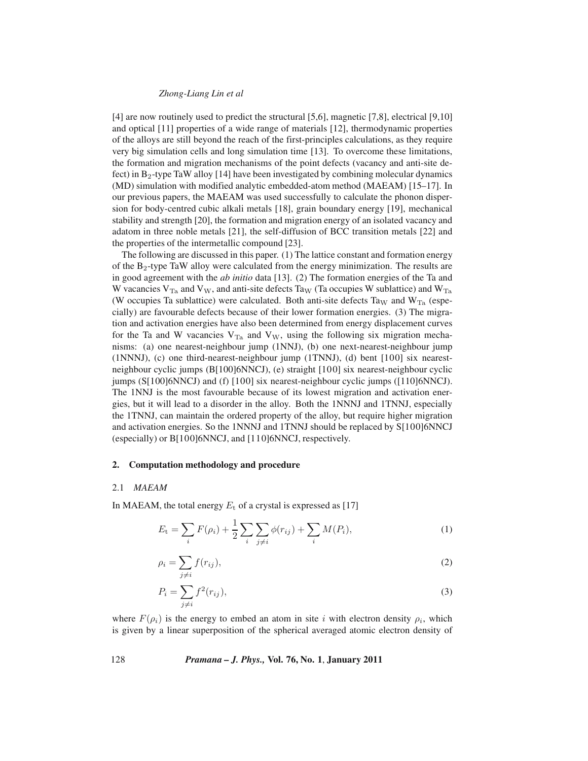[4] are now routinely used to predict the structural [5,6], magnetic [7,8], electrical [9,10] and optical [11] properties of a wide range of materials [12], thermodynamic properties of the alloys are still beyond the reach of the first-principles calculations, as they require very big simulation cells and long simulation time [13]. To overcome these limitations, the formation and migration mechanisms of the point defects (vacancy and anti-site defect) in $B_2$-type TaW alloy [14] have been investigated by combining molecular dynamics (MD) simulation with modified analytic embedded-atom method (MAEAM) [15–17]. In our previous papers, the MAEAM was used successfully to calculate the phonon dispersion for body-centred cubic alkali metals [18], grain boundary energy [19], mechanical stability and strength [20], the formation and migration energy of an isolated vacancy and adatom in three noble metals [21], the self-diffusion of BCC transition metals [22] and the properties of the intermetallic compound [23].

The following are discussed in this paper. (1) The lattice constant and formation energy of the $B_2$-type TaW alloy were calculated from the energy minimization. The results are in good agreement with the *ab initio* data [13]. (2) The formation energies of the Ta and W vacancies $V_{Ta}$ and $V_W$, and anti-site defects $Ta_W$ (Ta occupies W sublattice) and $W_{Ta}$ (W occupies Ta sublattice) were calculated. Both anti-site defects $Ta_W$ and $W_{Ta}$ (especially) are favourable defects because of their lower formation energies. (3) The migration and activation energies have also been determined from energy displacement curves for the Ta and W vacancies $V_{Ta}$ and $V_W$, using the following six migration mechanisms: (a) one nearest-neighbour jump (1NNJ), (b) one next-nearest-neighbour jump (1NNNJ), (c) one third-nearest-neighbour jump (1TNNJ), (d) bent [100] six nearest-neighbour cyclic jumps (B[100]6NNCJ), (e) straight [100] six nearest-neighbour cyclic jumps (S[100]6NNCJ) and (f) [100] six nearest-neighbour cyclic jumps ([110]6NNCJ). The 1NNJ is the most favourable because of its lowest migration and activation energies, but it will lead to a disorder in the alloy. Both the 1NNNJ and 1TNNJ, especially the 1TNNJ, can maintain the ordered property of the alloy, but require higher migration and activation energies. So the 1NNNJ and 1TNNJ should be replaced by S[100]6NNCJ (especially) or B[100]6NNCJ, and [110]6NNCJ, respectively.

## 2. Computation methodology and procedure

### 2.1 *MAEAM*

In MAEAM, the total energy $E_t$ of a crystal is expressed as [17]

$$E_t = \sum_i F(\rho_i) + \frac{1}{2}\sum_i \sum_{j \neq i} \phi(r_{ij}) + \sum_i M(P_i), \tag{1}$$

$$\rho_i = \sum_{j \neq i} f(r_{ij}), \tag{2}$$

$$P_i = \sum_{j \neq i} f^2(r_{ij}), \tag{3}$$

where $F(\rho_i)$ is the energy to embed an atom in site $i$ with electron density $\rho_i$, which is given by a linear superposition of the spherical averaged atomic electron density of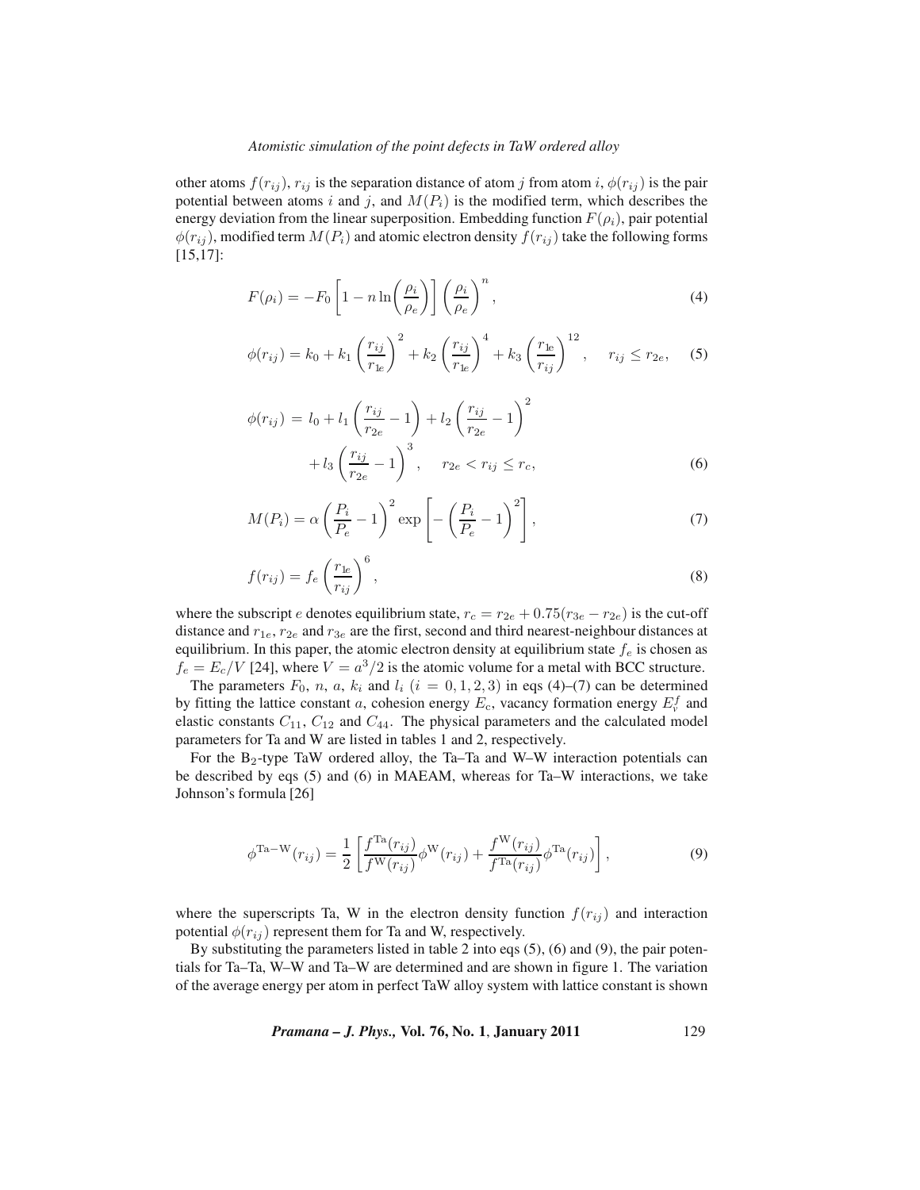other atoms $f(r_{ij})$, $r_{ij}$ is the separation distance of atom $j$ from atom $i$, $\phi(r_{ij})$ is the pair potential between atoms $i$ and $j$, and $M(P_i)$ is the modified term, which describes the energy deviation from the linear superposition. Embedding function $F(\rho_i)$, pair potential $\phi(r_{ij})$, modified term $M(P_i)$ and atomic electron density $f(r_{ij})$ take the following forms [15,17]:

$$F(\rho_i) = -F_0 \left[1 - n \ln\left(\frac{\rho_i}{\rho_e}\right)\right] \left(\frac{\rho_i}{\rho_e}\right)^n, \tag{4}$$

$$\phi(r_{ij}) = k_0 + k_1 \left(\frac{r_{ij}}{r_{1e}}\right)^2 + k_2 \left(\frac{r_{ij}}{r_{1e}}\right)^4 + k_3 \left(\frac{r_{1e}}{r_{ij}}\right)^{12}, \quad r_{ij} \le r_{2e}, \tag{5}$$

$$\phi(r_{ij}) = l_0 + l_1 \left(\frac{r_{ij}}{r_{2e}} - 1\right) + l_2 \left(\frac{r_{ij}}{r_{2e}} - 1\right)^2 + l_3 \left(\frac{r_{ij}}{r_{2e}} - 1\right)^3, \quad r_{2e} < r_{ij} \le r_c, \tag{6}$$

$$M(P_i) = \alpha \left(\frac{P_i}{P_e} - 1\right)^2 \exp\left[-\left(\frac{P_i}{P_e} - 1\right)^2\right], \tag{7}$$

$$f(r_{ij}) = f_e \left(\frac{r_{1e}}{r_{ij}}\right)^6, \tag{8}$$

where the subscript $e$ denotes equilibrium state, $r_c = r_{2e} + 0.75(r_{3e} - r_{2e})$ is the cut-off distance and $r_{1e}$, $r_{2e}$ and $r_{3e}$ are the first, second and third nearest-neighbour distances at equilibrium. In this paper, the atomic electron density at equilibrium state $f_e$ is chosen as $f_e = E_c/V$ [24], where $V = a^3/2$ is the atomic volume for a metal with BCC structure.

The parameters $F_0$, $n$, $a$, $k_i$ and $l_i$ $(i = 0, 1, 2, 3)$ in eqs (4)–(7) can be determined by fitting the lattice constant $a$, cohesion energy $E_c$, vacancy formation energy $E_v^f$ and elastic constants $C_{11}$, $C_{12}$ and $C_{44}$. The physical parameters and the calculated model parameters for Ta and W are listed in tables 1 and 2, respectively.

For the $B_2$-type TaW ordered alloy, the Ta–Ta and W–W interaction potentials can be described by eqs (5) and (6) in MAEAM, whereas for Ta–W interactions, we take Johnson's formula [26]

$$\phi^{\text{Ta-W}}(r_{ij}) = \frac{1}{2}\left[\frac{f^{\text{Ta}}(r_{ij})}{f^{\text{W}}(r_{ij})}\phi^{\text{W}}(r_{ij}) + \frac{f^{\text{W}}(r_{ij})}{f^{\text{Ta}}(r_{ij})}\phi^{\text{Ta}}(r_{ij})\right], \tag{9}$$

where the superscripts Ta, W in the electron density function $f(r_{ij})$ and interaction potential $\phi(r_{ij})$ represent them for Ta and W, respectively.

By substituting the parameters listed in table 2 into eqs (5), (6) and (9), the pair potentials for Ta–Ta, W–W and Ta–W are determined and are shown in figure 1. The variation of the average energy per atom in perfect TaW alloy system with lattice constant is shown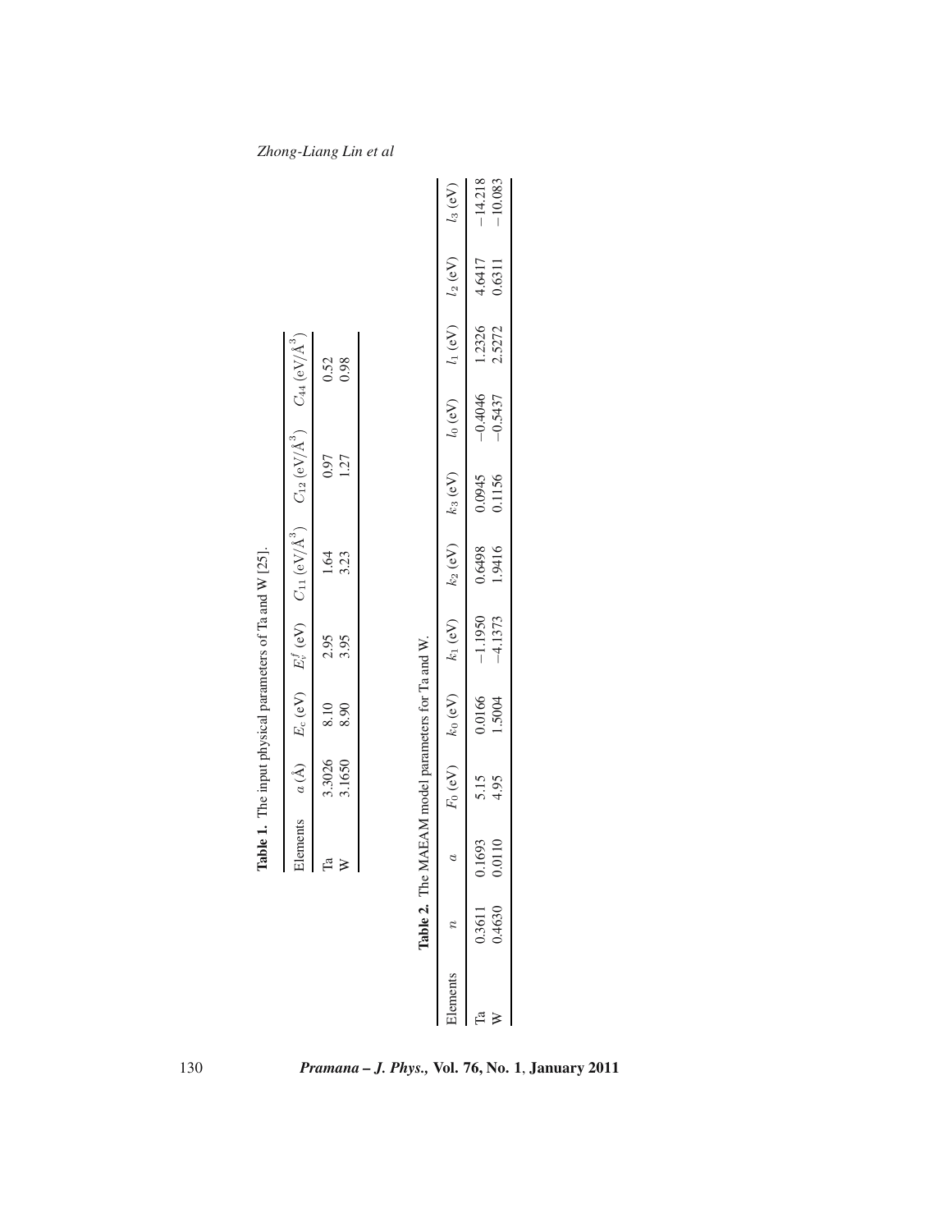**Table 1.** The input physical parameters of Ta and W [25].

| Elements | $a$ (Å) | $E_c$ (eV) | $E_v^f$ (eV) | $C_{11}$ (eV/Å$^3$) | $C_{12}$ (eV/Å$^3$) | $C_{44}$ (eV/Å$^3$) |
|---|---|---|---|---|---|---|
| Ta | 3.3026 | 8.10 | 2.95 | 1.64 | 0.97 | 0.52 |
| W | 3.1650 | 8.90 | 3.95 | 3.23 | 1.27 | 0.98 |

**Table 2.** The MAEAM model parameters for Ta and W.

| Elements | $n$ | $a$ | $F_0$ (eV) | $k_0$ (eV) | $k_1$ (eV) | $k_2$ (eV) | $k_3$ (eV) | $l_0$ (eV) | $l_1$ (eV) | $l_2$ (eV) | $l_3$ (eV) |
|---|---|---|---|---|---|---|---|---|---|---|---|
| Ta | 0.3611 | 0.1693 | 5.15 | 0.0166 | −1.1950 | 0.6498 | 0.0945 | −0.4046 | 1.2326 | 4.6417 | −14.218 |
| W | 0.4630 | 0.0110 | 4.95 | 1.5004 | −4.1373 | 1.9416 | 0.1156 | −0.5437 | 2.5272 | 0.6311 | −10.083 |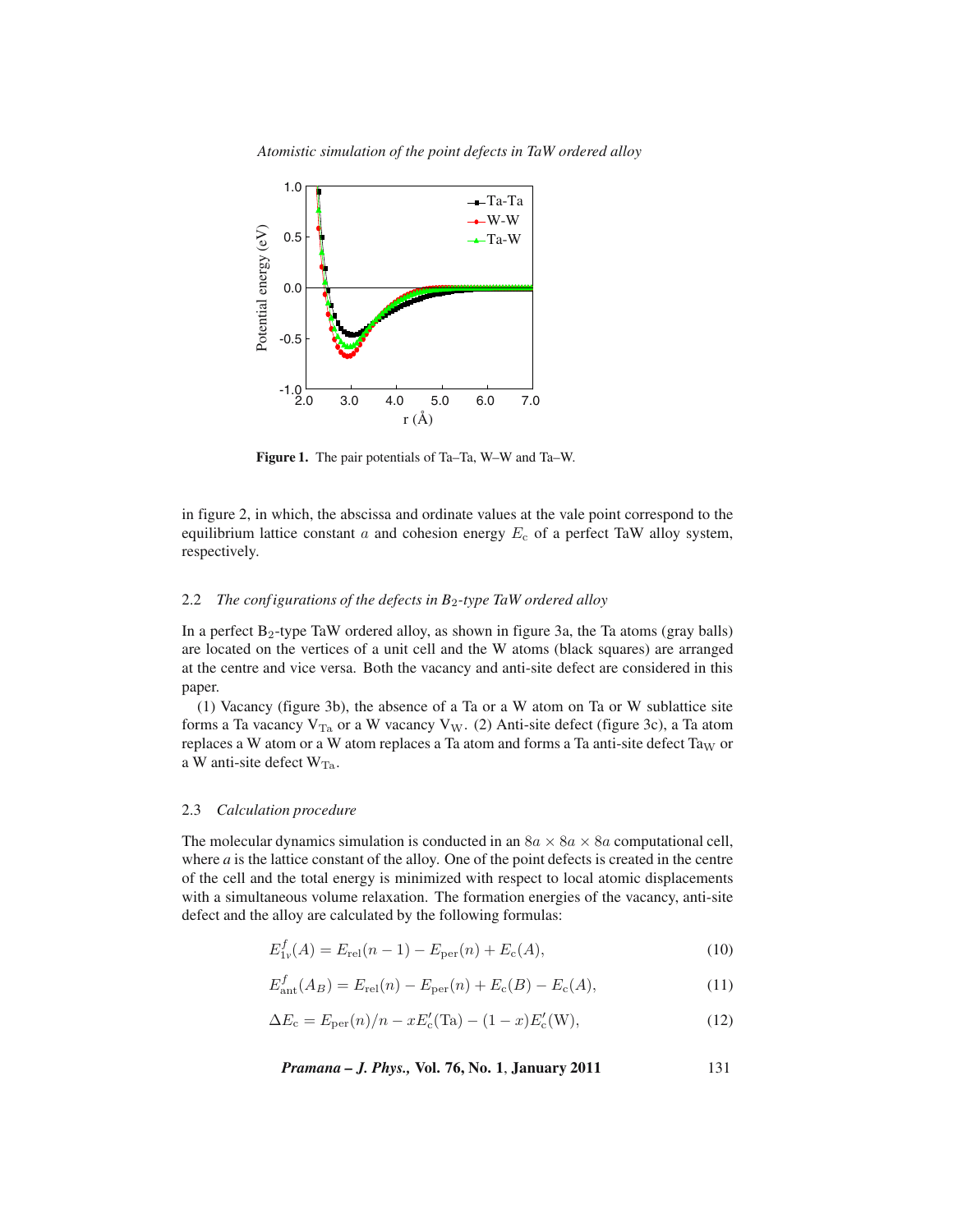Figure 1. The pair potentials of Ta–Ta, W–W and Ta–W.

in figure 2, in which, the abscissa and ordinate values at the vale point correspond to the equilibrium lattice constant $a$ and cohesion energy $E_c$ of a perfect TaW alloy system, respectively.

### 2.2 *The configurations of the defects in $B_2$-type TaW ordered alloy*

In a perfect $B_2$-type TaW ordered alloy, as shown in figure 3a, the Ta atoms (gray balls) are located on the vertices of a unit cell and the W atoms (black squares) are arranged at the centre and vice versa. Both the vacancy and anti-site defect are considered in this paper.

(1) Vacancy (figure 3b), the absence of a Ta or a W atom on Ta or W sublattice site forms a Ta vacancy $V_{Ta}$ or a W vacancy $V_W$. (2) Anti-site defect (figure 3c), a Ta atom replaces a W atom or a W atom replaces a Ta atom and forms a Ta anti-site defect $Ta_W$ or a W anti-site defect $W_{Ta}$.

### 2.3 *Calculation procedure*

The molecular dynamics simulation is conducted in an $8a \times 8a \times 8a$ computational cell, where *a* is the lattice constant of the alloy. One of the point defects is created in the centre of the cell and the total energy is minimized with respect to local atomic displacements with a simultaneous volume relaxation. The formation energies of the vacancy, anti-site defect and the alloy are calculated by the following formulas:

$$E_{1v}^f(A) = E_{\text{rel}}(n-1) - E_{\text{per}}(n) + E_c(A), \tag{10}$$

$$E_{\text{ant}}^f(A_B) = E_{\text{rel}}(n) - E_{\text{per}}(n) + E_c(B) - E_c(A), \tag{11}$$

$$\Delta E_c = E_{\text{per}}(n)/n - xE_c'(\text{Ta}) - (1-x)E_c'(\text{W}), \tag{12}$$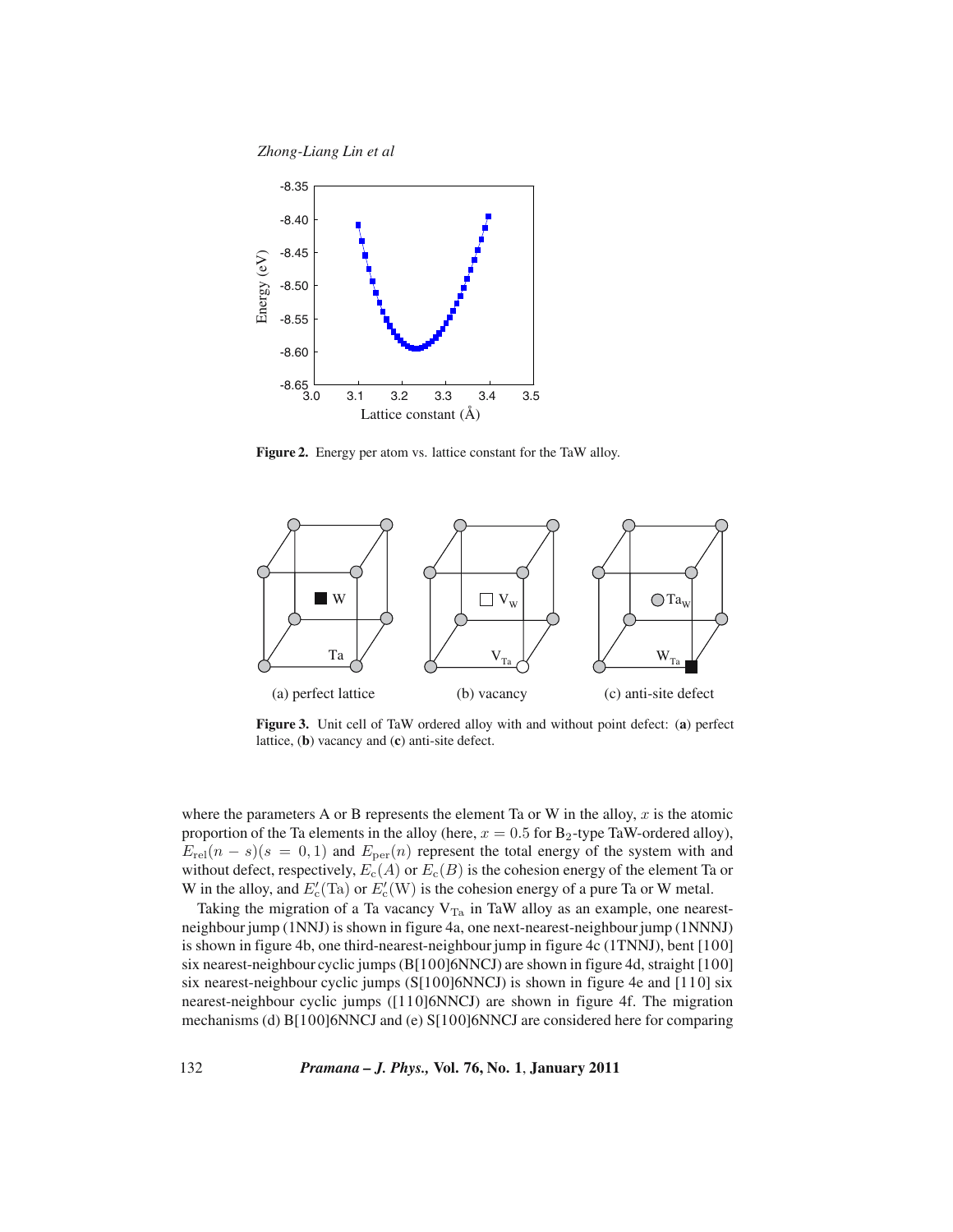Figure 2. Energy per atom vs. lattice constant for the TaW alloy.

Figure 3. Unit cell of TaW ordered alloy with and without point defect: (**a**) perfect lattice, (**b**) vacancy and (**c**) anti-site defect.

where the parameters A or B represents the element Ta or W in the alloy, $x$ is the atomic proportion of the Ta elements in the alloy (here, $x = 0.5$ for $B_2$-type TaW-ordered alloy), $E_{\text{rel}}(n - s)(s = 0, 1)$ and $E_{\text{per}}(n)$ represent the total energy of the system with and without defect, respectively, $E_{\text{c}}(A)$ or $E_{\text{c}}(B)$ is the cohesion energy of the element Ta or W in the alloy, and $E'_{\text{c}}(\text{Ta})$ or $E'_{\text{c}}(\text{W})$ is the cohesion energy of a pure Ta or W metal.

Taking the migration of a Ta vacancy $V_{\text{Ta}}$ in TaW alloy as an example, one nearest-neighbour jump (1NNJ) is shown in figure 4a, one next-nearest-neighbour jump (1NNNJ) is shown in figure 4b, one third-nearest-neighbour jump in figure 4c (1TNNJ), bent [100] six nearest-neighbour cyclic jumps (B[100]6NNCJ) are shown in figure 4d, straight [100] six nearest-neighbour cyclic jumps (S[100]6NNCJ) is shown in figure 4e and [110] six nearest-neighbour cyclic jumps ([110]6NNCJ) are shown in figure 4f. The migration mechanisms (d) B[100]6NNCJ and (e) S[100]6NNCJ are considered here for comparing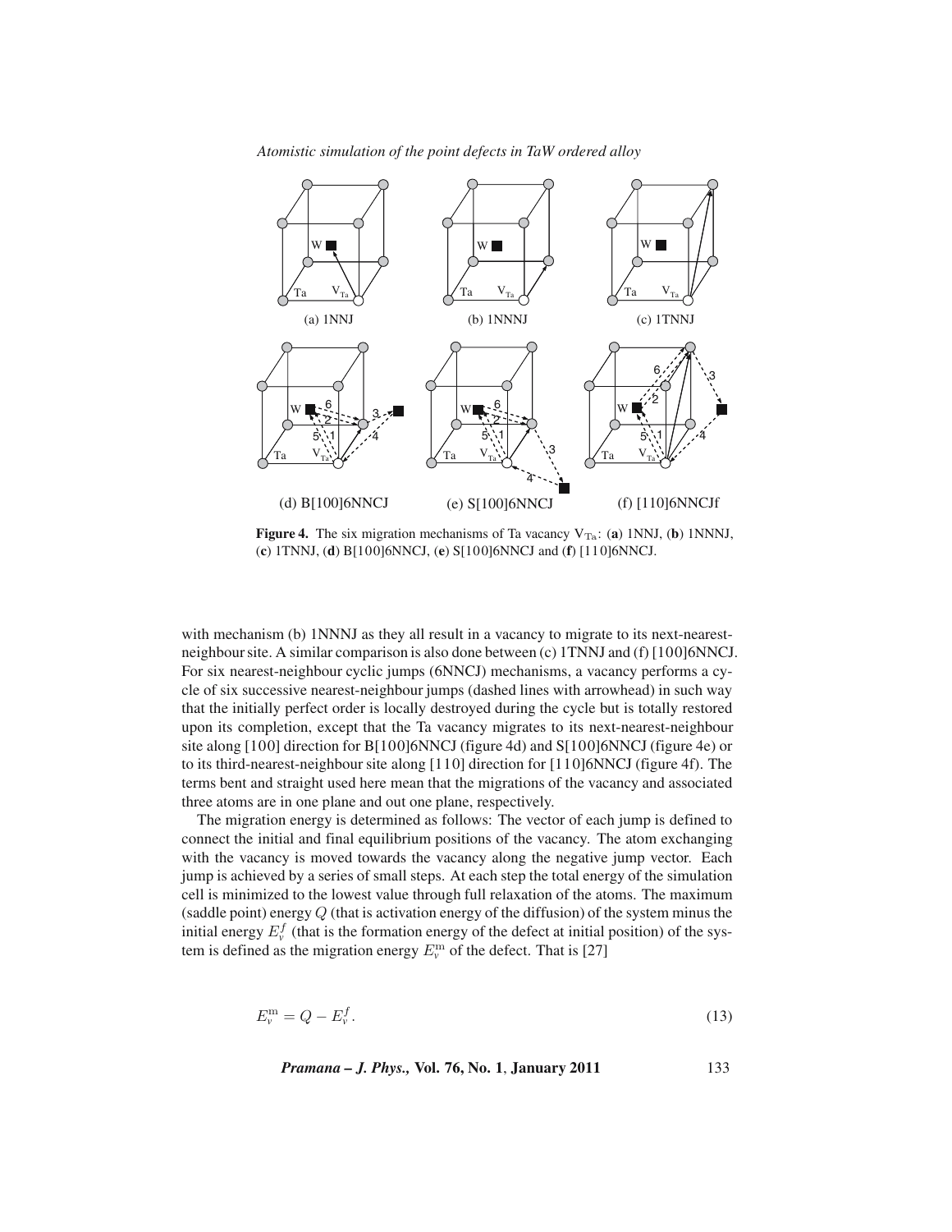**Figure 4.** The six migration mechanisms of Ta vacancy $V_{Ta}$: (**a**) 1NNJ, (**b**) 1NNNJ, (**c**) 1TNNJ, (**d**) B[100]6NNCJ, (**e**) S[100]6NNCJ and (**f**) [110]6NNCJ.

with mechanism (b) 1NNNJ as they all result in a vacancy to migrate to its next-nearest-neighbour site. A similar comparison is also done between (c) 1TNNJ and (f) [100]6NNCJ. For six nearest-neighbour cyclic jumps (6NNCJ) mechanisms, a vacancy performs a cycle of six successive nearest-neighbour jumps (dashed lines with arrowhead) in such way that the initially perfect order is locally destroyed during the cycle but is totally restored upon its completion, except that the Ta vacancy migrates to its next-nearest-neighbour site along [100] direction for B[100]6NNCJ (figure 4d) and S[100]6NNCJ (figure 4e) or to its third-nearest-neighbour site along [110] direction for [110]6NNCJ (figure 4f). The terms bent and straight used here mean that the migrations of the vacancy and associated three atoms are in one plane and out one plane, respectively.

The migration energy is determined as follows: The vector of each jump is defined to connect the initial and final equilibrium positions of the vacancy. The atom exchanging with the vacancy is moved towards the vacancy along the negative jump vector. Each jump is achieved by a series of small steps. At each step the total energy of the simulation cell is minimized to the lowest value through full relaxation of the atoms. The maximum (saddle point) energy $Q$ (that is activation energy of the diffusion) of the system minus the initial energy $E_v^f$ (that is the formation energy of the defect at initial position) of the system is defined as the migration energy $E_v^{\mathrm{m}}$ of the defect. That is [27]

$$E_v^{\mathrm{m}} = Q - E_v^f. \tag{13}$$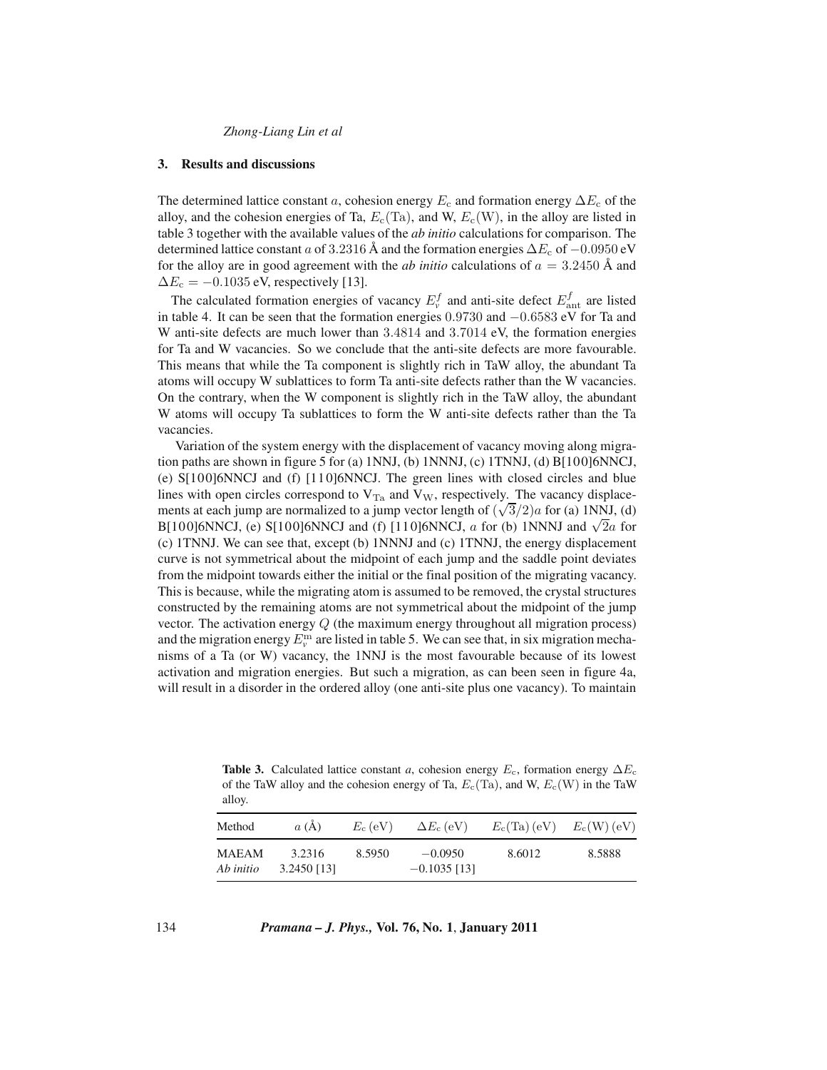## 3. Results and discussions

The determined lattice constant $a$, cohesion energy $E_c$ and formation energy $\Delta E_c$ of the alloy, and the cohesion energies of Ta, $E_c(\mathrm{Ta})$, and W, $E_c(\mathrm{W})$, in the alloy are listed in table 3 together with the available values of the *ab initio* calculations for comparison. The determined lattice constant $a$ of 3.2316 Å and the formation energies $\Delta E_c$ of $-0.0950$ eV for the alloy are in good agreement with the *ab initio* calculations of $a = 3.2450$ Å and $\Delta E_c = -0.1035$ eV, respectively [13].

The calculated formation energies of vacancy $E_v^f$ and anti-site defect $E_{\mathrm{ant}}^f$ are listed in table 4. It can be seen that the formation energies 0.9730 and $-0.6583$ eV for Ta and W anti-site defects are much lower than 3.4814 and 3.7014 eV, the formation energies for Ta and W vacancies. So we conclude that the anti-site defects are more favourable. This means that while the Ta component is slightly rich in TaW alloy, the abundant Ta atoms will occupy W sublattices to form Ta anti-site defects rather than the W vacancies. On the contrary, when the W component is slightly rich in the TaW alloy, the abundant W atoms will occupy Ta sublattices to form the W anti-site defects rather than the Ta vacancies.

Variation of the system energy with the displacement of vacancy moving along migration paths are shown in figure 5 for (a) 1NNJ, (b) 1NNNJ, (c) 1TNNJ, (d) B[100]6NNCJ, (e) S[100]6NNCJ and (f) [110]6NNCJ. The green lines with closed circles and blue lines with open circles correspond to $V_{\mathrm{Ta}}$ and $V_{\mathrm{W}}$, respectively. The vacancy displacements at each jump are normalized to a jump vector length of $(\sqrt{3}/2)a$ for (a) 1NNJ, (d) B[100]6NNCJ, (e) S[100]6NNCJ and (f) [110]6NNCJ, $a$ for (b) 1NNNJ and $\sqrt{2}a$ for (c) 1TNNJ. We can see that, except (b) 1NNNJ and (c) 1TNNJ, the energy displacement curve is not symmetrical about the midpoint of each jump and the saddle point deviates from the midpoint towards either the initial or the final position of the migrating vacancy. This is because, while the migrating atom is assumed to be removed, the crystal structures constructed by the remaining atoms are not symmetrical about the midpoint of the jump vector. The activation energy $Q$ (the maximum energy throughout all migration process) and the migration energy $E_v^m$ are listed in table 5. We can see that, in six migration mechanisms of a Ta (or W) vacancy, the 1NNJ is the most favourable because of its lowest activation and migration energies. But such a migration, as can been seen in figure 4a, will result in a disorder in the ordered alloy (one anti-site plus one vacancy). To maintain

**Table 3.** Calculated lattice constant $a$, cohesion energy $E_c$, formation energy $\Delta E_c$ of the TaW alloy and the cohesion energy of Ta, $E_c(\mathrm{Ta})$, and W, $E_c(\mathrm{W})$ in the TaW alloy.

| Method | $a$ (Å) | $E_c$ (eV) | $\Delta E_c$ (eV) | $E_c(\mathrm{Ta})$ (eV) | $E_c(\mathrm{W})$ (eV) |
|---|---|---|---|---|---|
| MAEAM | 3.2316 | 8.5950 | $-0.0950$ | 8.6012 | 8.5888 |
| *Ab initio* | 3.2450 [13] | | $-0.1035$ [13] | | |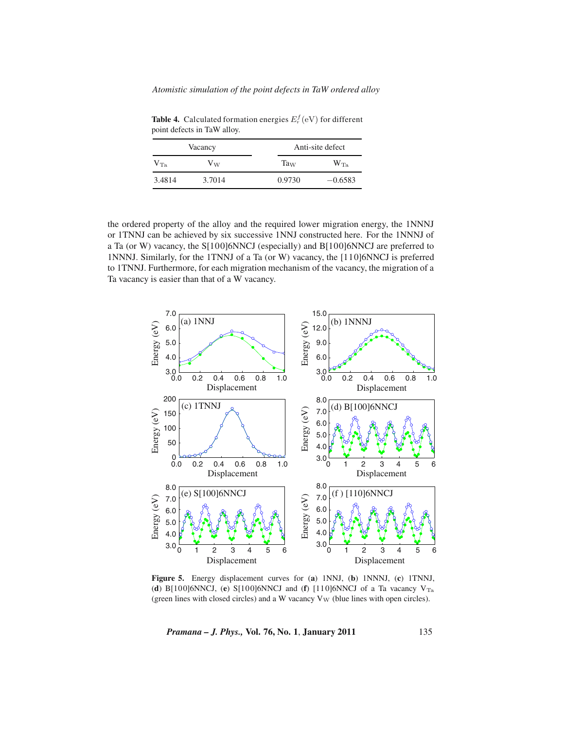**Table 4.** Calculated formation energies $E_v^f$(eV) for different point defects in TaW alloy.

| Vacancy | | Anti-site defect | |
|---|---|---|---|
| $V_{Ta}$ | $V_W$ | $Ta_W$ | $W_{Ta}$ |
| 3.4814 | 3.7014 | 0.9730 | −0.6583 |

the ordered property of the alloy and the required lower migration energy, the 1NNNJ or 1TNNJ can be achieved by six successive 1NNJ constructed here. For the 1NNNJ of a Ta (or W) vacancy, the S[100]6NNCJ (especially) and B[100]6NNCJ are preferred to 1NNNJ. Similarly, for the 1TNNJ of a Ta (or W) vacancy, the [110]6NNCJ is preferred to 1TNNJ. Furthermore, for each migration mechanism of the vacancy, the migration of a Ta vacancy is easier than that of a W vacancy.

**Figure 5.** Energy displacement curves for (**a**) 1NNJ, (**b**) 1NNNJ, (**c**) 1TNNJ, (**d**) B[100]6NNCJ, (**e**) S[100]6NNCJ and (**f**) [110]6NNCJ of a Ta vacancy $V_{Ta}$ (green lines with closed circles) and a W vacancy $V_W$ (blue lines with open circles).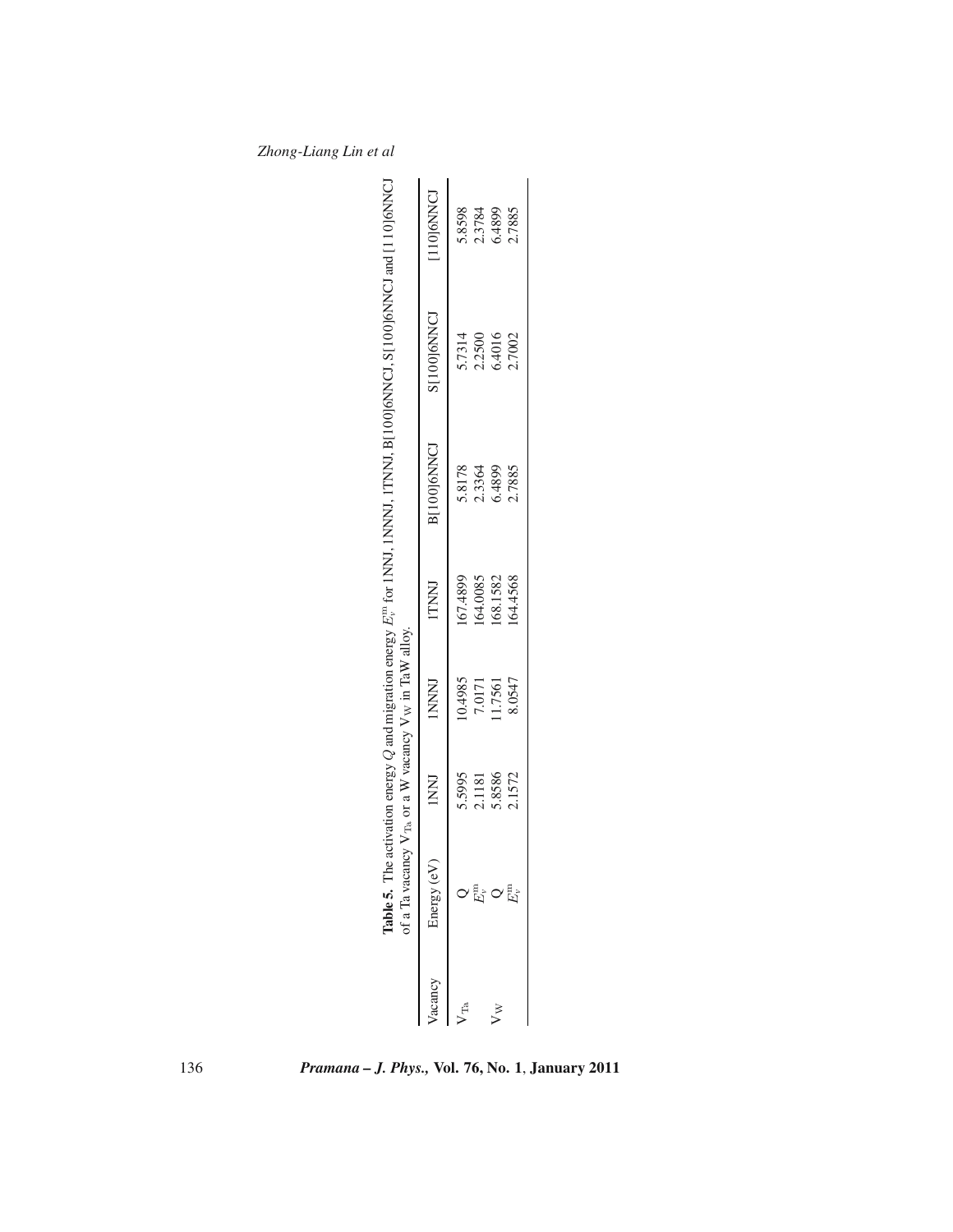**Table 5.** The activation energy $Q$ and migration energy $E_v^{\mathrm{m}}$ for 1NNJ, 1NNNJ, 1TNNJ, B[100]6NNCJ, S[100]6NNCJ and [110]6NNCJ of a Ta vacancy $V_{\mathrm{Ta}}$ or a W vacancy $V_{\mathrm{W}}$ in TaW alloy.

| Vacancy | Energy (eV) | 1NNJ | 1NNNJ | 1TNNJ | B[100]6NNCJ | S[100]6NNCJ | [110]6NNCJ |
|---|---|---|---|---|---|---|---|
| $V_{\mathrm{Ta}}$ | Q | 5.5995 | 10.4985 | 167.4899 | 5.8178 | 5.7314 | 5.8598 |
| | $E_v^{\mathrm{m}}$ | 2.1181 | 7.0171 | 164.0085 | 2.3364 | 2.2500 | 2.3784 |
| $V_{\mathrm{W}}$ | Q | 5.8586 | 11.7561 | 168.1582 | 6.4899 | 6.4016 | 6.4899 |
| | $E_v^{\mathrm{m}}$ | 2.1572 | 8.0547 | 164.4568 | 2.7885 | 2.7002 | 2.7885 |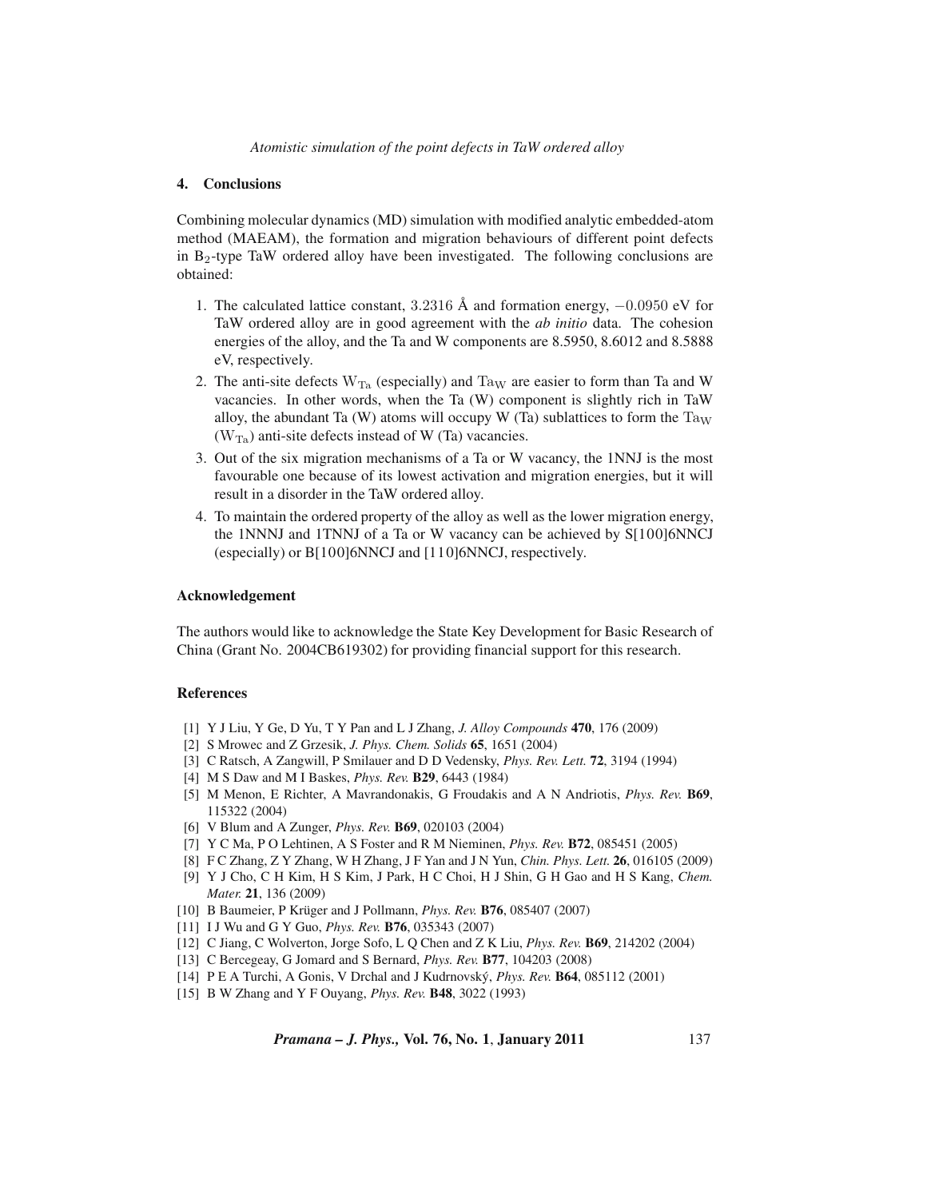## 4. Conclusions

Combining molecular dynamics (MD) simulation with modified analytic embedded-atom method (MAEAM), the formation and migration behaviours of different point defects in $B_2$-type TaW ordered alloy have been investigated. The following conclusions are obtained:

1. The calculated lattice constant, 3.2316 Å and formation energy, $-0.0950$ eV for TaW ordered alloy are in good agreement with the *ab initio* data. The cohesion energies of the alloy, and the Ta and W components are 8.5950, 8.6012 and 8.5888 eV, respectively.
2. The anti-site defects $W_{Ta}$ (especially) and $Ta_W$ are easier to form than Ta and W vacancies. In other words, when the Ta (W) component is slightly rich in TaW alloy, the abundant Ta (W) atoms will occupy W (Ta) sublattices to form the $Ta_W$ ($W_{Ta}$) anti-site defects instead of W (Ta) vacancies.
3. Out of the six migration mechanisms of a Ta or W vacancy, the 1NNJ is the most favourable one because of its lowest activation and migration energies, but it will result in a disorder in the TaW ordered alloy.
4. To maintain the ordered property of the alloy as well as the lower migration energy, the 1NNNJ and 1TNNJ of a Ta or W vacancy can be achieved by S[100]6NNCJ (especially) or B[100]6NNCJ and [110]6NNCJ, respectively.

### Acknowledgement

The authors would like to acknowledge the State Key Development for Basic Research of China (Grant No. 2004CB619302) for providing financial support for this research.

### References

[1] Y J Liu, Y Ge, D Yu, T Y Pan and L J Zhang, *J. Alloy Compounds* **470**, 176 (2009)
[2] S Mrowec and Z Grzesik, *J. Phys. Chem. Solids* **65**, 1651 (2004)
[3] C Ratsch, A Zangwill, P Smilauer and D D Vedensky, *Phys. Rev. Lett.* **72**, 3194 (1994)
[4] M S Daw and M I Baskes, *Phys. Rev.* **B29**, 6443 (1984)
[5] M Menon, E Richter, A Mavrandonakis, G Froudakis and A N Andriotis, *Phys. Rev.* **B69**, 115322 (2004)
[6] V Blum and A Zunger, *Phys. Rev.* **B69**, 020103 (2004)
[7] Y C Ma, P O Lehtinen, A S Foster and R M Nieminen, *Phys. Rev.* **B72**, 085451 (2005)
[8] F C Zhang, Z Y Zhang, W H Zhang, J F Yan and J N Yun, *Chin. Phys. Lett.* **26**, 016105 (2009)
[9] Y J Cho, C H Kim, H S Kim, J Park, H C Choi, H J Shin, G H Gao and H S Kang, *Chem. Mater.* **21**, 136 (2009)
[10] B Baumeier, P Krüger and J Pollmann, *Phys. Rev.* **B76**, 085407 (2007)
[11] I J Wu and G Y Guo, *Phys. Rev.* **B76**, 035343 (2007)
[12] C Jiang, C Wolverton, Jorge Sofo, L Q Chen and Z K Liu, *Phys. Rev.* **B69**, 214202 (2004)
[13] C Bercegeay, G Jomard and S Bernard, *Phys. Rev.* **B77**, 104203 (2008)
[14] P E A Turchi, A Gonis, V Drchal and J Kudrnovský, *Phys. Rev.* **B64**, 085112 (2001)
[15] B W Zhang and Y F Ouyang, *Phys. Rev.* **B48**, 3022 (1993)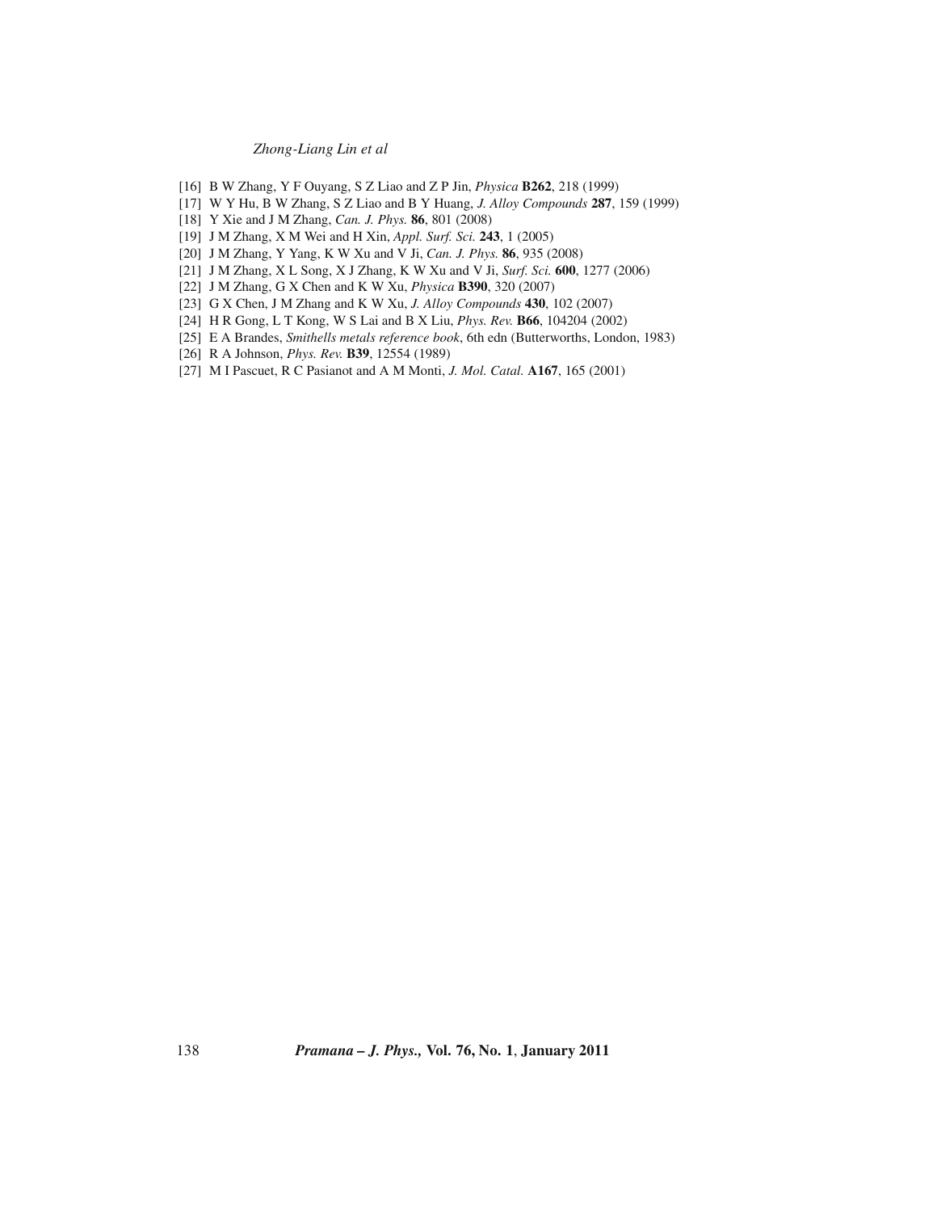[16] B W Zhang, Y F Ouyang, S Z Liao and Z P Jin, *Physica* **B262**, 218 (1999)
[17] W Y Hu, B W Zhang, S Z Liao and B Y Huang, *J. Alloy Compounds* **287**, 159 (1999)
[18] Y Xie and J M Zhang, *Can. J. Phys.* **86**, 801 (2008)
[19] J M Zhang, X M Wei and H Xin, *Appl. Surf. Sci.* **243**, 1 (2005)
[20] J M Zhang, Y Yang, K W Xu and V Ji, *Can. J. Phys.* **86**, 935 (2008)
[21] J M Zhang, X L Song, X J Zhang, K W Xu and V Ji, *Surf. Sci.* **600**, 1277 (2006)
[22] J M Zhang, G X Chen and K W Xu, *Physica* **B390**, 320 (2007)
[23] G X Chen, J M Zhang and K W Xu, *J. Alloy Compounds* **430**, 102 (2007)
[24] H R Gong, L T Kong, W S Lai and B X Liu, *Phys. Rev.* **B66**, 104204 (2002)
[25] E A Brandes, *Smithells metals reference book*, 6th edn (Butterworths, London, 1983)
[26] R A Johnson, *Phys. Rev.* **B39**, 12554 (1989)
[27] M I Pascuet, R C Pasianot and A M Monti, *J. Mol. Catal.* **A167**, 165 (2001)